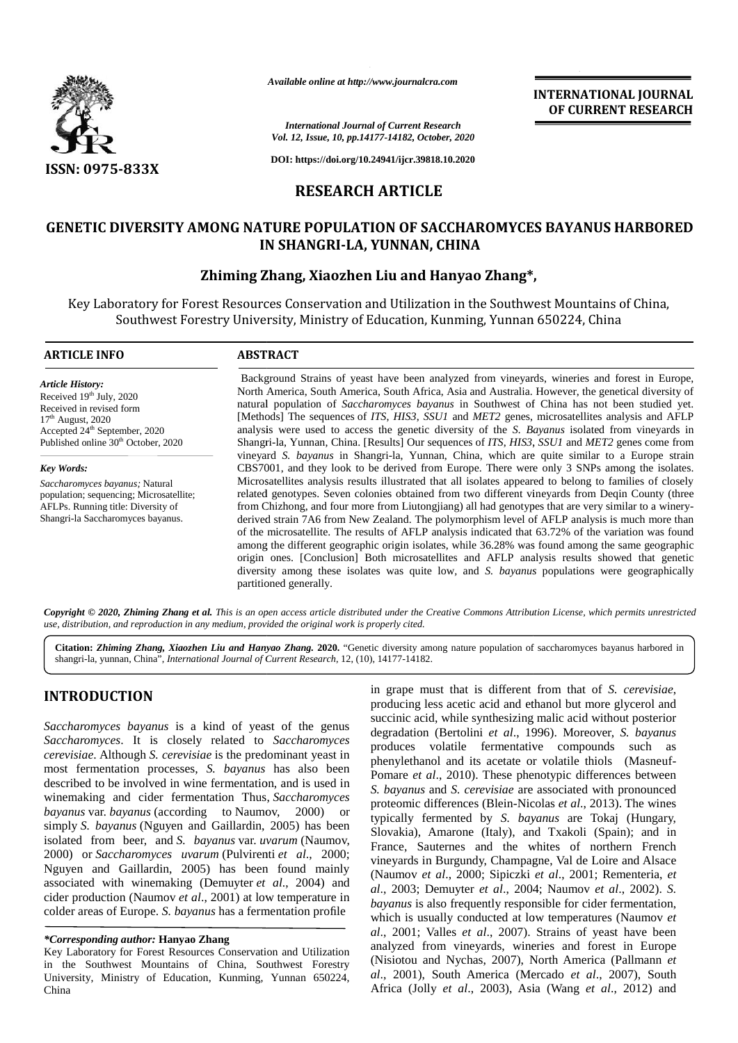*Available online at http://www.journalcra.com*

*International Journal of Current Research*
*Vol. 12, Issue, 10, pp.14177-14182, October, 2020*

**DOI: https://doi.org/10.24941/ijcr.39818.10.2020**

**INTERNATIONAL JOURNAL OF CURRENT RESEARCH**

**ISSN: 0975-833X**

## RESEARCH ARTICLE

# GENETIC DIVERSITY AMONG NATURE POPULATION OF SACCHAROMYCES BAYANUS HARBORED IN SHANGRI-LA, YUNNAN, CHINA

**Zhiming Zhang, Xiaozhen Liu and Hanyao Zhang\*,**

Key Laboratory for Forest Resources Conservation and Utilization in the Southwest Mountains of China, Southwest Forestry University, Ministry of Education, Kunming, Yunnan 650224, China

### ARTICLE INFO

*Article History:*
Received 19th July, 2020
Received in revised form
17th August, 2020
Accepted 24th September, 2020
Published online 30th October, 2020

*Key Words:*
*Saccharomyces bayanus;* Natural population; sequencing; Microsatellite; AFLPs. Running title: Diversity of Shangri-la Saccharomyces bayanus.

### ABSTRACT

Background Strains of yeast have been analyzed from vineyards, wineries and forest in Europe, North America, South America, South Africa, Asia and Australia. However, the genetical diversity of natural population of *Saccharomyces bayanus* in Southwest of China has not been studied yet. [Methods] The sequences of *ITS*, *HIS3*, *SSU1* and *MET2* genes, microsatellites analysis and AFLP analysis were used to access the genetic diversity of the *S. Bayanus* isolated from vineyards in Shangri-la, Yunnan, China. [Results] Our sequences of *ITS*, *HIS3*, *SSU1* and *MET2* genes come from vineyard *S. bayanus* in Shangri-la, Yunnan, China, which are quite similar to a Europe strain CBS7001, and they look to be derived from Europe. There were only 3 SNPs among the isolates. Microsatellites analysis results illustrated that all isolates appeared to belong to families of closely related genotypes. Seven colonies obtained from two different vineyards from Deqin County (three from Chizhong, and four more from Liutongjiang) all had genotypes that are very similar to a winery-derived strain 7A6 from New Zealand. The polymorphism level of AFLP analysis is much more than of the microsatellite. The results of AFLP analysis indicated that 63.72% of the variation was found among the different geographic origin isolates, while 36.28% was found among the same geographic origin ones. [Conclusion] Both microsatellites and AFLP analysis results showed that genetic diversity among these isolates was quite low, and *S. bayanus* populations were geographically partitioned generally.

***Copyright © 2020, Zhiming Zhang et al.*** *This is an open access article distributed under the Creative Commons Attribution License, which permits unrestricted use, distribution, and reproduction in any medium, provided the original work is properly cited.*

**Citation:** ***Zhiming Zhang, Xiaozhen Liu and Hanyao Zhang.* 2020.** "Genetic diversity among nature population of saccharomyces bayanus harbored in shangri-la, yunnan, China", *International Journal of Current Research*, 12, (10), 14177-14182.

## INTRODUCTION

*Saccharomyces bayanus* is a kind of yeast of the genus *Saccharomyces*. It is closely related to *Saccharomyces cerevisiae*. Although *S. cerevisiae* is the predominant yeast in most fermentation processes, *S. bayanus* has also been described to be involved in wine fermentation, and is used in winemaking and cider fermentation Thus, *Saccharomyces bayanus* var. *bayanus* (according to Naumov, 2000) or simply *S. bayanus* (Nguyen and Gaillardin, 2005) has been isolated from beer, and *S. bayanus* var. *uvarum* (Naumov, 2000) or *Saccharomyces uvarum* (Pulvirenti *et al*., 2000; Nguyen and Gaillardin, 2005) has been found mainly associated with winemaking (Demuyter *et al*., 2004) and cider production (Naumov *et al*., 2001) at low temperature in colder areas of Europe. *S. bayanus* has a fermentation profile in grape must that is different from that of *S. cerevisiae*, producing less acetic acid and ethanol but more glycerol and succinic acid, while synthesizing malic acid without posterior degradation (Bertolini *et al*., 1996). Moreover, *S. bayanus* produces volatile fermentative compounds such as phenylethanol and its acetate or volatile thiols (Masneuf-Pomare *et al*., 2010). These phenotypic differences between *S. bayanus* and *S. cerevisiae* are associated with pronounced proteomic differences (Blein-Nicolas *et al*., 2013). The wines typically fermented by *S. bayanus* are Tokaj (Hungary, Slovakia), Amarone (Italy), and Txakoli (Spain); and in France, Sauternes and the whites of northern French vineyards in Burgundy, Champagne, Val de Loire and Alsace (Naumov *et al*., 2000; Sipiczki *et al*., 2001; Rementeria, *et al*., 2003; Demuyter *et al*., 2004; Naumov *et al*., 2002). *S. bayanus* is also frequently responsible for cider fermentation, which is usually conducted at low temperatures (Naumov *et al*., 2001; Valles *et al*., 2007). Strains of yeast have been analyzed from vineyards, wineries and forest in Europe (Nisiotou and Nychas, 2007), North America (Pallmann *et al*., 2001), South America (Mercado *et al*., 2007), South Africa (Jolly *et al*., 2003), Asia (Wang *et al*., 2012) and

***\*Corresponding author:*** **Hanyao Zhang**
Key Laboratory for Forest Resources Conservation and Utilization in the Southwest Mountains of China, Southwest Forestry University, Ministry of Education, Kunming, Yunnan 650224, China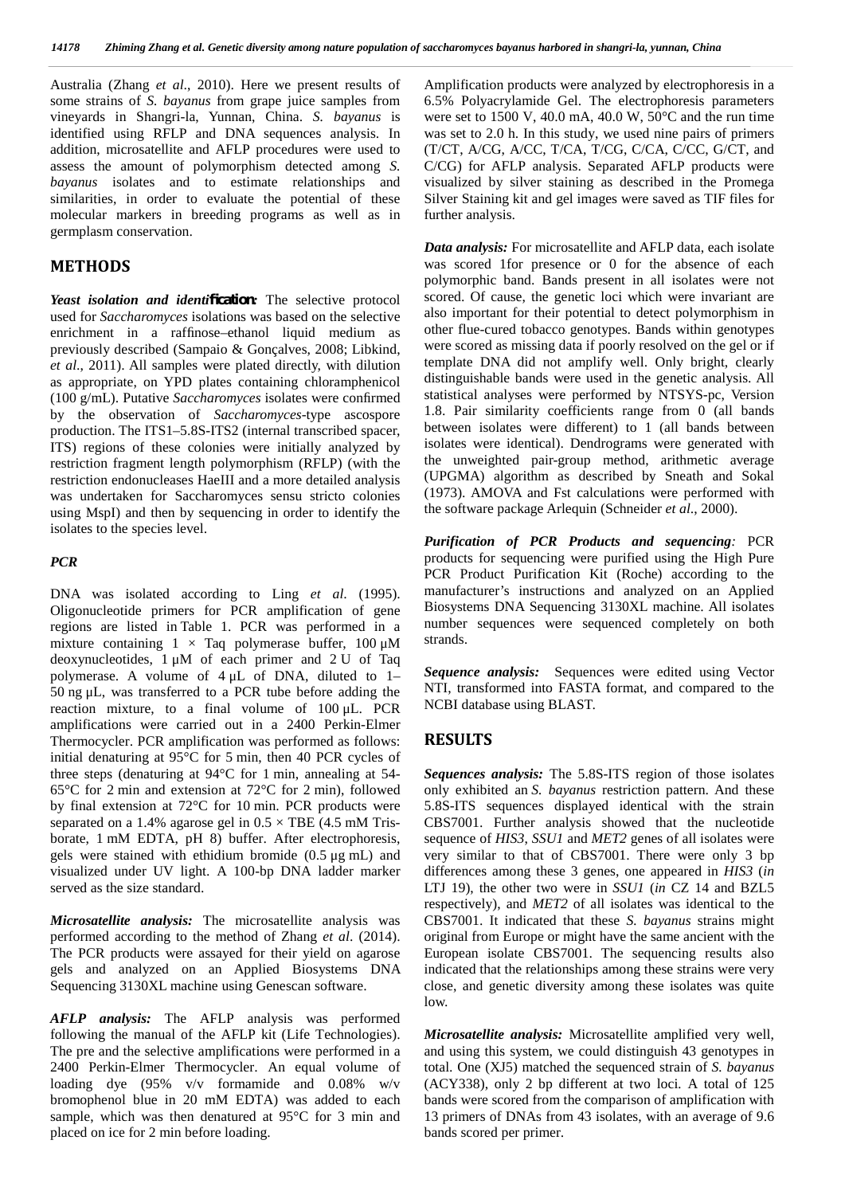Australia (Zhang *et al*., 2010). Here we present results of some strains of *S. bayanus* from grape juice samples from vineyards in Shangri-la, Yunnan, China. *S. bayanus* is identified using RFLP and DNA sequences analysis. In addition, microsatellite and AFLP procedures were used to assess the amount of polymorphism detected among *S. bayanus* isolates and to estimate relationships and similarities, in order to evaluate the potential of these molecular markers in breeding programs as well as in germplasm conservation.

## METHODS

***Yeast isolation and identification:*** The selective protocol used for *Saccharomyces* isolations was based on the selective enrichment in a raffinose–ethanol liquid medium as previously described (Sampaio & Gonçalves, 2008; Libkind, *et al*., 2011). All samples were plated directly, with dilution as appropriate, on YPD plates containing chloramphenicol (100 g/mL). Putative *Saccharomyces* isolates were confirmed by the observation of *Saccharomyces*-type ascospore production. The ITS1–5.8S-ITS2 (internal transcribed spacer, ITS) regions of these colonies were initially analyzed by restriction fragment length polymorphism (RFLP) (with the restriction endonucleases HaeIII and a more detailed analysis was undertaken for Saccharomyces sensu stricto colonies using MspI) and then by sequencing in order to identify the isolates to the species level.

### *PCR*

DNA was isolated according to Ling *et al*. (1995). Oligonucleotide primers for PCR amplification of gene regions are listed in Table 1. PCR was performed in a mixture containing 1 × Taq polymerase buffer, 100 μM deoxynucleotides, 1 μM of each primer and 2 U of Taq polymerase. A volume of 4 μL of DNA, diluted to 1–50 ng μL, was transferred to a PCR tube before adding the reaction mixture, to a final volume of 100 μL. PCR amplifications were carried out in a 2400 Perkin-Elmer Thermocycler. PCR amplification was performed as follows: initial denaturing at 95°C for 5 min, then 40 PCR cycles of three steps (denaturing at 94°C for 1 min, annealing at 54-65°C for 2 min and extension at 72°C for 2 min), followed by final extension at 72°C for 10 min. PCR products were separated on a 1.4% agarose gel in 0.5 × TBE (4.5 mM Tris-borate, 1 mM EDTA, pH 8) buffer. After electrophoresis, gels were stained with ethidium bromide (0.5 μg mL) and visualized under UV light. A 100-bp DNA ladder marker served as the size standard.

***Microsatellite analysis:*** The microsatellite analysis was performed according to the method of Zhang *et al*. (2014). The PCR products were assayed for their yield on agarose gels and analyzed on an Applied Biosystems DNA Sequencing 3130XL machine using Genescan software.

***AFLP analysis:*** The AFLP analysis was performed following the manual of the AFLP kit (Life Technologies). The pre and the selective amplifications were performed in a 2400 Perkin-Elmer Thermocycler. An equal volume of loading dye (95% v/v formamide and 0.08% w/v bromophenol blue in 20 mM EDTA) was added to each sample, which was then denatured at 95°C for 3 min and placed on ice for 2 min before loading.

Amplification products were analyzed by electrophoresis in a 6.5% Polyacrylamide Gel. The electrophoresis parameters were set to 1500 V, 40.0 mA, 40.0 W, 50°C and the run time was set to 2.0 h. In this study, we used nine pairs of primers (T/CT, A/CG, A/CC, T/CA, T/CG, C/CA, C/CC, G/CT, and C/CG) for AFLP analysis. Separated AFLP products were visualized by silver staining as described in the Promega Silver Staining kit and gel images were saved as TIF files for further analysis.

***Data analysis:*** For microsatellite and AFLP data, each isolate was scored 1for presence or 0 for the absence of each polymorphic band. Bands present in all isolates were not scored. Of cause, the genetic loci which were invariant are also important for their potential to detect polymorphism in other flue-cured tobacco genotypes. Bands within genotypes were scored as missing data if poorly resolved on the gel or if template DNA did not amplify well. Only bright, clearly distinguishable bands were used in the genetic analysis. All statistical analyses were performed by NTSYS-pc, Version 1.8. Pair similarity coefficients range from 0 (all bands between isolates were different) to 1 (all bands between isolates were identical). Dendrograms were generated with the unweighted pair-group method, arithmetic average (UPGMA) algorithm as described by Sneath and Sokal (1973). AMOVA and Fst calculations were performed with the software package Arlequin (Schneider *et al*., 2000).

***Purification of PCR Products and sequencing:*** PCR products for sequencing were purified using the High Pure PCR Product Purification Kit (Roche) according to the manufacturer's instructions and analyzed on an Applied Biosystems DNA Sequencing 3130XL machine. All isolates number sequences were sequenced completely on both strands.

***Sequence analysis:*** Sequences were edited using Vector NTI, transformed into FASTA format, and compared to the NCBI database using BLAST.

## RESULTS

***Sequences analysis:*** The 5.8S-ITS region of those isolates only exhibited an *S. bayanus* restriction pattern. And these 5.8S-ITS sequences displayed identical with the strain CBS7001. Further analysis showed that the nucleotide sequence of *HIS3*, *SSU1* and *MET2* genes of all isolates were very similar to that of CBS7001. There were only 3 bp differences among these 3 genes, one appeared in *HIS3* (*in* LTJ 19), the other two were in *SSU1* (*in* CZ 14 and BZL5 respectively), and *MET2* of all isolates was identical to the CBS7001. It indicated that these *S. bayanus* strains might original from Europe or might have the same ancient with the European isolate CBS7001. The sequencing results also indicated that the relationships among these strains were very close, and genetic diversity among these isolates was quite low.

***Microsatellite analysis:*** Microsatellite amplified very well, and using this system, we could distinguish 43 genotypes in total. One (XJ5) matched the sequenced strain of *S. bayanus* (ACY338), only 2 bp different at two loci. A total of 125 bands were scored from the comparison of amplification with 13 primers of DNAs from 43 isolates, with an average of 9.6 bands scored per primer.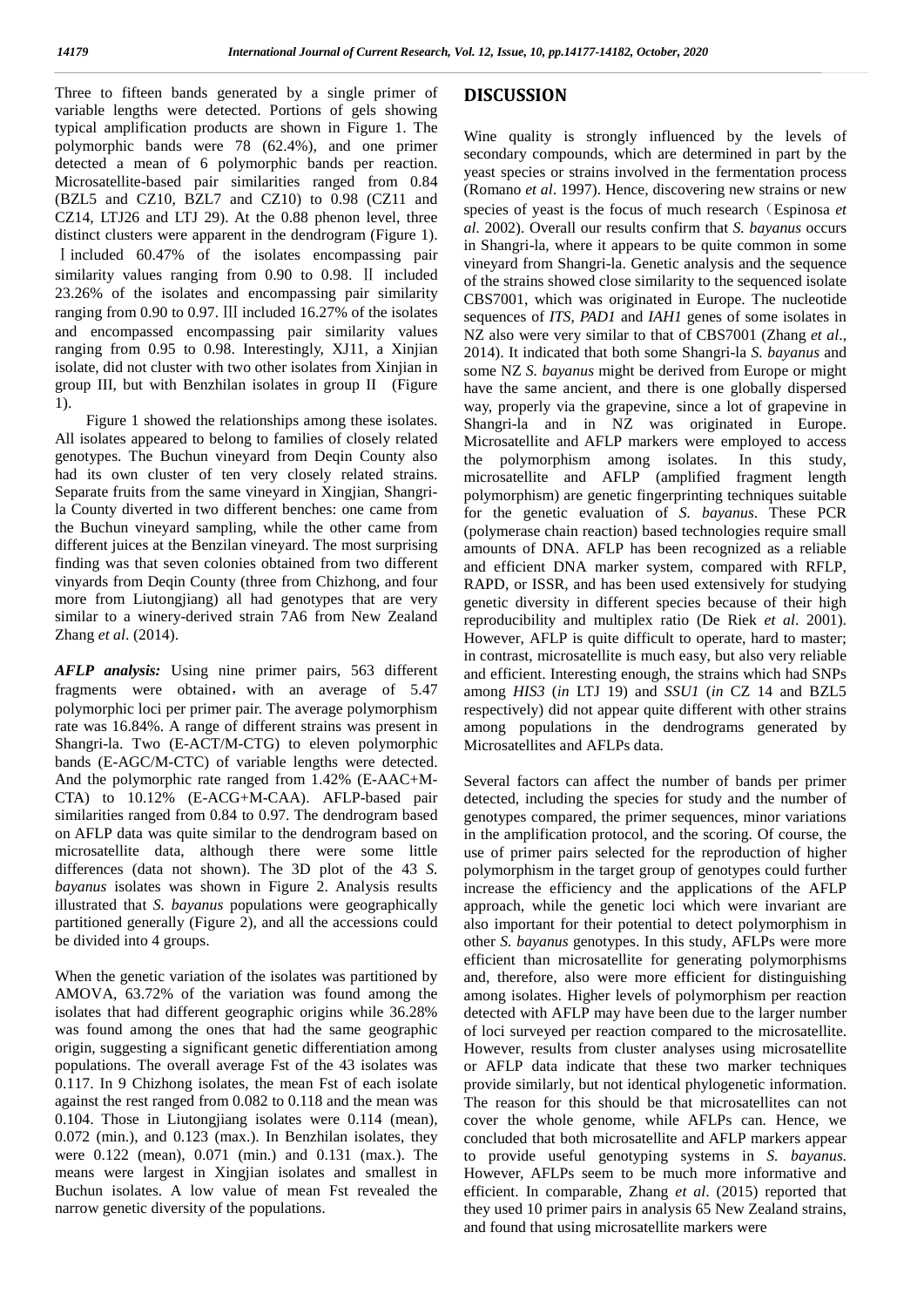Three to fifteen bands generated by a single primer of variable lengths were detected. Portions of gels showing typical amplification products are shown in Figure 1. The polymorphic bands were 78 (62.4%), and one primer detected a mean of 6 polymorphic bands per reaction. Microsatellite-based pair similarities ranged from 0.84 (BZL5 and CZ10, BZL7 and CZ10) to 0.98 (CZ11 and CZ14, LTJ26 and LTJ 29). At the 0.88 phenon level, three distinct clusters were apparent in the dendrogram (Figure 1). Ⅰincluded 60.47% of the isolates encompassing pair similarity values ranging from 0.90 to 0.98. Ⅱ included 23.26% of the isolates and encompassing pair similarity ranging from 0.90 to 0.97. Ⅲ included 16.27% of the isolates and encompassed encompassing pair similarity values ranging from 0.95 to 0.98. Interestingly, XJ11, a Xinjian isolate, did not cluster with two other isolates from Xinjian in group III, but with Benzhilan isolates in group II (Figure 1).

Figure 1 showed the relationships among these isolates. All isolates appeared to belong to families of closely related genotypes. The Buchun vineyard from Deqin County also had its own cluster of ten very closely related strains. Separate fruits from the same vineyard in Xingjian, Shangri-la County diverted in two different benches: one came from the Buchun vineyard sampling, while the other came from different juices at the Benzilan vineyard. The most surprising finding was that seven colonies obtained from two different vinyards from Deqin County (three from Chizhong, and four more from Liutongjiang) all had genotypes that are very similar to a winery-derived strain 7A6 from New Zealand Zhang *et al*. (2014).

***AFLP analysis:*** Using nine primer pairs, 563 different fragments were obtained，with an average of 5.47 polymorphic loci per primer pair. The average polymorphism rate was 16.84%. A range of different strains was present in Shangri-la. Two (E-ACT/M-CTG) to eleven polymorphic bands (E-AGC/M-CTC) of variable lengths were detected. And the polymorphic rate ranged from 1.42% (E-AAC+M-CTA) to 10.12% (E-ACG+M-CAA). AFLP-based pair similarities ranged from 0.84 to 0.97. The dendrogram based on AFLP data was quite similar to the dendrogram based on microsatellite data, although there were some little differences (data not shown). The 3D plot of the 43 *S. bayanus* isolates was shown in Figure 2. Analysis results illustrated that *S. bayanus* populations were geographically partitioned generally (Figure 2), and all the accessions could be divided into 4 groups.

When the genetic variation of the isolates was partitioned by AMOVA, 63.72% of the variation was found among the isolates that had different geographic origins while 36.28% was found among the ones that had the same geographic origin, suggesting a significant genetic differentiation among populations. The overall average Fst of the 43 isolates was 0.117. In 9 Chizhong isolates, the mean Fst of each isolate against the rest ranged from 0.082 to 0.118 and the mean was 0.104. Those in Liutongjiang isolates were 0.114 (mean), 0.072 (min.), and 0.123 (max.). In Benzhilan isolates, they were 0.122 (mean), 0.071 (min.) and 0.131 (max.). The means were largest in Xingjian isolates and smallest in Buchun isolates. A low value of mean Fst revealed the narrow genetic diversity of the populations.

## DISCUSSION

Wine quality is strongly influenced by the levels of secondary compounds, which are determined in part by the yeast species or strains involved in the fermentation process (Romano *et al*. 1997). Hence, discovering new strains or new species of yeast is the focus of much research（Espinosa *et al*. 2002). Overall our results confirm that *S. bayanus* occurs in Shangri-la, where it appears to be quite common in some vineyard from Shangri-la. Genetic analysis and the sequence of the strains showed close similarity to the sequenced isolate CBS7001, which was originated in Europe. The nucleotide sequences of *ITS*, *PAD1* and *IAH1* genes of some isolates in NZ also were very similar to that of CBS7001 (Zhang *et al*., 2014). It indicated that both some Shangri-la *S. bayanus* and some NZ *S. bayanus* might be derived from Europe or might have the same ancient, and there is one globally dispersed way, properly via the grapevine, since a lot of grapevine in Shangri-la and in NZ was originated in Europe. Microsatellite and AFLP markers were employed to access the polymorphism among isolates. In this study, microsatellite and AFLP (amplified fragment length polymorphism) are genetic fingerprinting techniques suitable for the genetic evaluation of *S. bayanus*. These PCR (polymerase chain reaction) based technologies require small amounts of DNA. AFLP has been recognized as a reliable and efficient DNA marker system, compared with RFLP, RAPD, or ISSR, and has been used extensively for studying genetic diversity in different species because of their high reproducibility and multiplex ratio (De Riek *et al*. 2001). However, AFLP is quite difficult to operate, hard to master; in contrast, microsatellite is much easy, but also very reliable and efficient. Interesting enough, the strains which had SNPs among *HIS3* (*in* LTJ 19) and *SSU1* (*in* CZ 14 and BZL5 respectively) did not appear quite different with other strains among populations in the dendrograms generated by Microsatellites and AFLPs data.

Several factors can affect the number of bands per primer detected, including the species for study and the number of genotypes compared, the primer sequences, minor variations in the amplification protocol, and the scoring. Of course, the use of primer pairs selected for the reproduction of higher polymorphism in the target group of genotypes could further increase the efficiency and the applications of the AFLP approach, while the genetic loci which were invariant are also important for their potential to detect polymorphism in other *S. bayanus* genotypes. In this study, AFLPs were more efficient than microsatellite for generating polymorphisms and, therefore, also were more efficient for distinguishing among isolates. Higher levels of polymorphism per reaction detected with AFLP may have been due to the larger number of loci surveyed per reaction compared to the microsatellite. However, results from cluster analyses using microsatellite or AFLP data indicate that these two marker techniques provide similarly, but not identical phylogenetic information. The reason for this should be that microsatellites can not cover the whole genome, while AFLPs can. Hence, we concluded that both microsatellite and AFLP markers appear to provide useful genotyping systems in *S. bayanus*. However, AFLPs seem to be much more informative and efficient. In comparable, Zhang *et al*. (2015) reported that they used 10 primer pairs in analysis 65 New Zealand strains, and found that using microsatellite markers were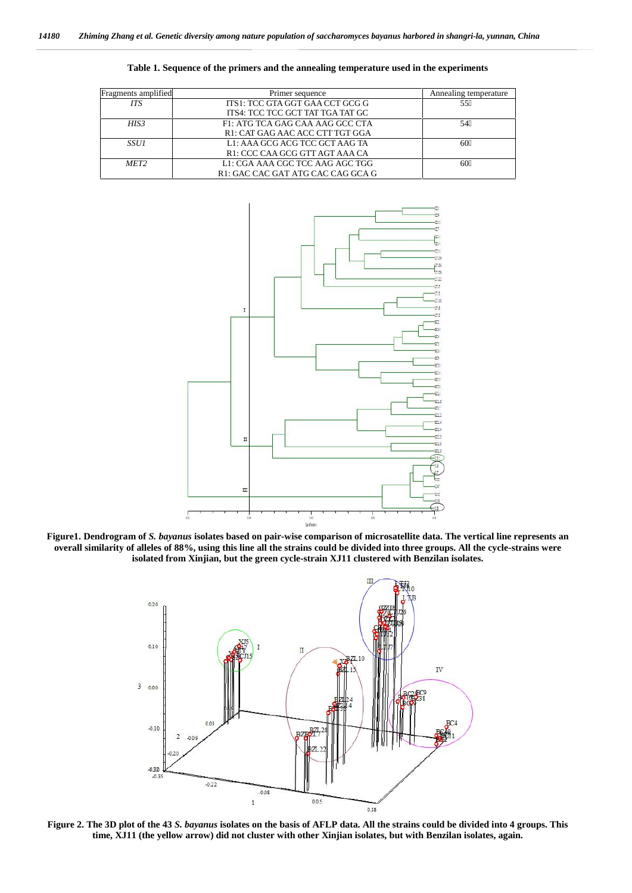**Table 1. Sequence of the primers and the annealing temperature used in the experiments**

| Fragments amplified | Primer sequence | Annealing temperature |
|---|---|---|
| *ITS* | ITS1: TCC GTA GGT GAA CCT GCG G<br>ITS4: TCC TCC GCT TAT TGA TAT GC | 55℃ |
| *HIS3* | F1: ATG TCA GAG CAA AAG GCC CTA<br>R1: CAT GAG AAC ACC CTT TGT GGA | 54℃ |
| *SSU1* | L1: AAA GCG ACG TCC GCT AAG TA<br>R1: CCC CAA GCG GTT AGT AAA CA | 60℃ |
| *MET2* | L1: CGA AAA CGC TCC AAG AGC TGG<br>R1: GAC CAC GAT ATG CAC CAG GCA G | 60℃ |

**Figure1. Dendrogram of *S. bayanus* isolates based on pair-wise comparison of microsatellite data. The vertical line represents an overall similarity of alleles of 88%, using this line all the strains could be divided into three groups. All the cycle-strains were isolated from Xinjian, but the green cycle-strain XJ11 clustered with Benzilan isolates.**

**Figure 2. The 3D plot of the 43 *S. bayanus* isolates on the basis of AFLP data. All the strains could be divided into 4 groups. This time, XJ11 (the yellow arrow) did not cluster with other Xinjian isolates, but with Benzilan isolates, again.**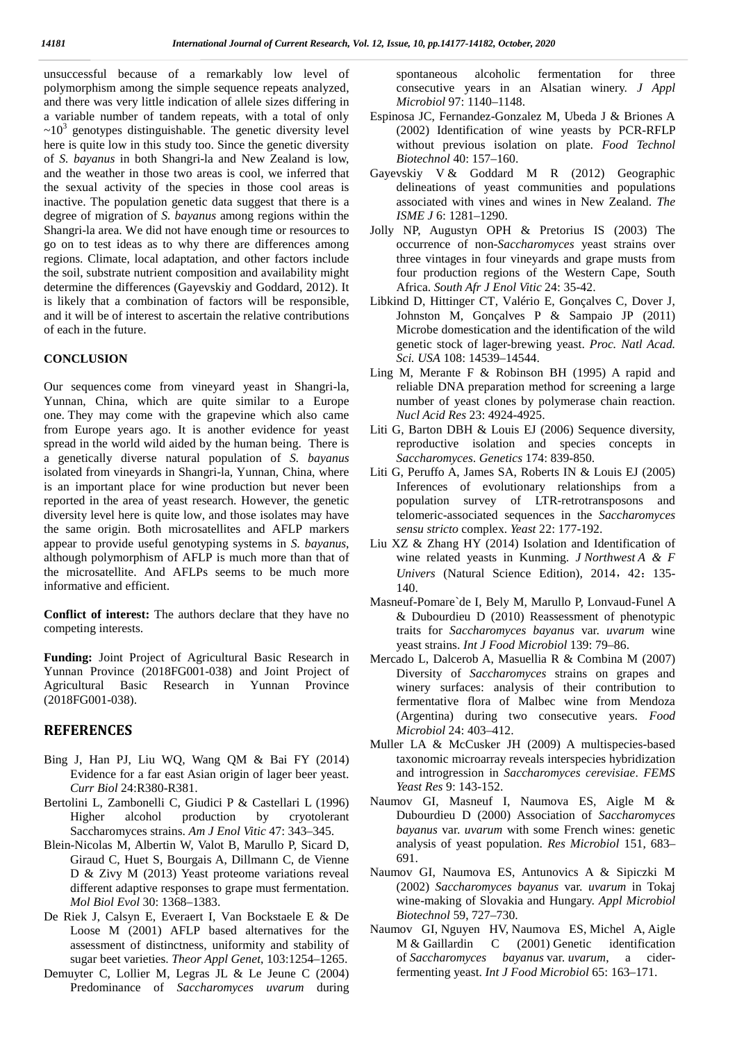unsuccessful because of a remarkably low level of polymorphism among the simple sequence repeats analyzed, and there was very little indication of allele sizes differing in a variable number of tandem repeats, with a total of only ~$10^3$ genotypes distinguishable. The genetic diversity level here is quite low in this study too. Since the genetic diversity of *S. bayanus* in both Shangri-la and New Zealand is low, and the weather in those two areas is cool, we inferred that the sexual activity of the species in those cool areas is inactive. The population genetic data suggest that there is a degree of migration of *S. bayanus* among regions within the Shangri-la area. We did not have enough time or resources to go on to test ideas as to why there are differences among regions. Climate, local adaptation, and other factors include the soil, substrate nutrient composition and availability might determine the differences (Gayevskiy and Goddard, 2012). It is likely that a combination of factors will be responsible, and it will be of interest to ascertain the relative contributions of each in the future.

## CONCLUSION

Our sequences come from vineyard yeast in Shangri-la, Yunnan, China, which are quite similar to a Europe one. They may come with the grapevine which also came from Europe years ago. It is another evidence for yeast spread in the world wild aided by the human being. There is a genetically diverse natural population of *S. bayanus* isolated from vineyards in Shangri-la, Yunnan, China, where is an important place for wine production but never been reported in the area of yeast research. However, the genetic diversity level here is quite low, and those isolates may have the same origin. Both microsatellites and AFLP markers appear to provide useful genotyping systems in *S. bayanus*, although polymorphism of AFLP is much more than that of the microsatellite. And AFLPs seems to be much more informative and efficient.

**Conflict of interest:** The authors declare that they have no competing interests.

**Funding:** Joint Project of Agricultural Basic Research in Yunnan Province (2018FG001-038) and Joint Project of Agricultural Basic Research in Yunnan Province (2018FG001-038).

## REFERENCES

Bing J, Han PJ, Liu WQ, Wang QM & Bai FY (2014) Evidence for a far east Asian origin of lager beer yeast. *Curr Biol* 24:R380-R381.

Bertolini L, Zambonelli C, Giudici P & Castellari L (1996) Higher alcohol production by cryotolerant Saccharomyces strains. *Am J Enol Vitic* 47: 343–345.

Blein-Nicolas M, Albertin W, Valot B, Marullo P, Sicard D, Giraud C, Huet S, Bourgais A, Dillmann C, de Vienne D & Zivy M (2013) Yeast proteome variations reveal different adaptive responses to grape must fermentation. *Mol Biol Evol* 30: 1368–1383.

De Riek J, Calsyn E, Everaert I, Van Bockstaele E & De Loose M (2001) AFLP based alternatives for the assessment of distinctness, uniformity and stability of sugar beet varieties. *Theor Appl Genet*, 103:1254–1265.

Demuyter C, Lollier M, Legras JL & Le Jeune C (2004) Predominance of *Saccharomyces uvarum* during spontaneous alcoholic fermentation for three consecutive years in an Alsatian winery. *J Appl Microbiol* 97: 1140–1148.

Espinosa JC, Fernandez-Gonzalez M, Ubeda J & Briones A (2002) Identification of wine yeasts by PCR-RFLP without previous isolation on plate. *Food Technol Biotechnol* 40: 157–160.

Gayevskiy V & Goddard M R (2012) Geographic delineations of yeast communities and populations associated with vines and wines in New Zealand. *The ISME J* 6: 1281–1290.

Jolly NP, Augustyn OPH & Pretorius IS (2003) The occurrence of non-*Saccharomyces* yeast strains over three vintages in four vineyards and grape musts from four production regions of the Western Cape, South Africa. *South Afr J Enol Vitic* 24: 35-42.

Libkind D, Hittinger CT, Valério E, Gonçalves C, Dover J, Johnston M, Gonçalves P & Sampaio JP (2011) Microbe domestication and the identification of the wild genetic stock of lager-brewing yeast. *Proc. Natl Acad. Sci. USA* 108: 14539–14544.

Ling M, Merante F & Robinson BH (1995) A rapid and reliable DNA preparation method for screening a large number of yeast clones by polymerase chain reaction. *Nucl Acid Res* 23: 4924-4925.

Liti G, Barton DBH & Louis EJ (2006) Sequence diversity, reproductive isolation and species concepts in *Saccharomyces*. *Genetics* 174: 839-850.

Liti G, Peruffo A, James SA, Roberts IN & Louis EJ (2005) Inferences of evolutionary relationships from a population survey of LTR-retrotransposons and telomeric-associated sequences in the *Saccharomyces sensu stricto* complex. *Yeast* 22: 177-192.

Liu XZ & Zhang HY (2014) Isolation and Identification of wine related yeasts in Kunming. *J Northwest A & F Univers* (Natural Science Edition), 2014，42：135-140.

Masneuf-Pomare`de I, Bely M, Marullo P, Lonvaud-Funel A & Dubourdieu D (2010) Reassessment of phenotypic traits for *Saccharomyces bayanus* var. *uvarum* wine yeast strains. *Int J Food Microbiol* 139: 79–86.

Mercado L, Dalcerob A, Masuellia R & Combina M (2007) Diversity of *Saccharomyces* strains on grapes and winery surfaces: analysis of their contribution to fermentative flora of Malbec wine from Mendoza (Argentina) during two consecutive years. *Food Microbiol* 24: 403–412.

Muller LA & McCusker JH (2009) A multispecies-based taxonomic microarray reveals interspecies hybridization and introgression in *Saccharomyces cerevisiae*. *FEMS Yeast Res* 9: 143-152.

Naumov GI, Masneuf I, Naumova ES, Aigle M & Dubourdieu D (2000) Association of *Saccharomyces bayanus* var. *uvarum* with some French wines: genetic analysis of yeast population. *Res Microbiol* 151, 683–691.

Naumov GI, Naumova ES, Antunovics A & Sipiczki M (2002) *Saccharomyces bayanus* var. *uvarum* in Tokaj wine-making of Slovakia and Hungary. *Appl Microbiol Biotechnol* 59, 727–730.

Naumov GI, Nguyen HV, Naumova ES, Michel A, Aigle M & Gaillardin C (2001) Genetic identification of *Saccharomyces bayanus* var. *uvarum*, a cider-fermenting yeast. *Int J Food Microbiol* 65: 163–171.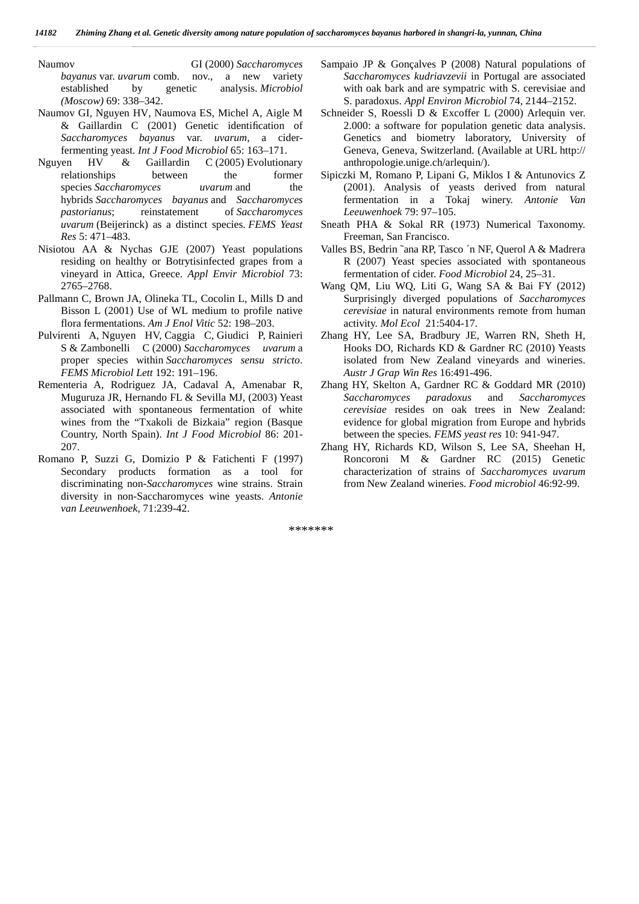Naumov GI (2000) *Saccharomyces bayanus* var. *uvarum* comb. nov., a new variety established by genetic analysis. *Microbiol (Moscow)* 69: 338–342.

Naumov GI, Nguyen HV, Naumova ES, Michel A, Aigle M & Gaillardin C (2001) Genetic identification of *Saccharomyces bayanus* var. *uvarum*, a cider-fermenting yeast. *Int J Food Microbiol* 65: 163–171.

Nguyen HV & Gaillardin C (2005) Evolutionary relationships between the former species *Saccharomyces uvarum* and the hybrids *Saccharomyces bayanus* and *Saccharomyces pastorianus*; reinstatement of *Saccharomyces uvarum* (Beijerinck) as a distinct species. *FEMS Yeast Res* 5: 471–483.

Nisiotou AA & Nychas GJE (2007) Yeast populations residing on healthy or Botrytisinfected grapes from a vineyard in Attica, Greece. *Appl Envir Microbiol* 73: 2765–2768.

Pallmann C, Brown JA, Olineka TL, Cocolin L, Mills D and Bisson L (2001) Use of WL medium to profile native flora fermentations. *Am J Enol Vitic* 52: 198–203.

Pulvirenti A, Nguyen HV, Caggia C, Giudici P, Rainieri S & Zambonelli C (2000) *Saccharomyces uvarum* a proper species within *Saccharomyces sensu stricto*. *FEMS Microbiol Lett* 192: 191–196.

Rementeria A, Rodriguez JA, Cadaval A, Amenabar R, Muguruza JR, Hernando FL & Sevilla MJ, (2003) Yeast associated with spontaneous fermentation of white wines from the "Txakoli de Bizkaia" region (Basque Country, North Spain). *Int J Food Microbiol* 86: 201-207.

Romano P, Suzzi G, Domizio P & Fatichenti F (1997) Secondary products formation as a tool for discriminating non-*Saccharomyces* wine strains. Strain diversity in non-Saccharomyces wine yeasts. *Antonie van Leeuwenhoek*, 71:239-42.

Sampaio JP & Gonçalves P (2008) Natural populations of *Saccharomyces kudriavzevii* in Portugal are associated with oak bark and are sympatric with S. cerevisiae and S. paradoxus. *Appl Environ Microbiol* 74, 2144–2152.

Schneider S, Roessli D & Excoffer L (2000) Arlequin ver. 2.000: a software for population genetic data analysis. Genetics and biometry laboratory, University of Geneva, Geneva, Switzerland. (Available at URL http://anthropologie.unige.ch/arlequin/).

Sipiczki M, Romano P, Lipani G, Miklos I & Antunovics Z (2001). Analysis of yeasts derived from natural fermentation in a Tokaj winery. *Antonie Van Leeuwenhoek* 79: 97–105.

Sneath PHA & Sokal RR (1973) Numerical Taxonomy. Freeman, San Francisco.

Valles BS, Bedrin ˜ana RP, Tasco ´n NF, Querol A & Madrera R (2007) Yeast species associated with spontaneous fermentation of cider. *Food Microbiol* 24, 25–31.

Wang QM, Liu WQ, Liti G, Wang SA & Bai FY (2012) Surprisingly diverged populations of *Saccharomyces cerevisiae* in natural environments remote from human activity. *Mol Ecol* 21:5404-17.

Zhang HY, Lee SA, Bradbury JE, Warren RN, Sheth H, Hooks DO, Richards KD & Gardner RC (2010) Yeasts isolated from New Zealand vineyards and wineries. *Austr J Grap Win Res* 16:491-496.

Zhang HY, Skelton A, Gardner RC & Goddard MR (2010) *Saccharomyces paradoxus* and *Saccharomyces cerevisiae* resides on oak trees in New Zealand: evidence for global migration from Europe and hybrids between the species. *FEMS yeast res* 10: 941-947.

Zhang HY, Richards KD, Wilson S, Lee SA, Sheehan H, Roncoroni M & Gardner RC (2015) Genetic characterization of strains of *Saccharomyces uvarum* from New Zealand wineries. *Food microbiol* 46:92-99.

*******